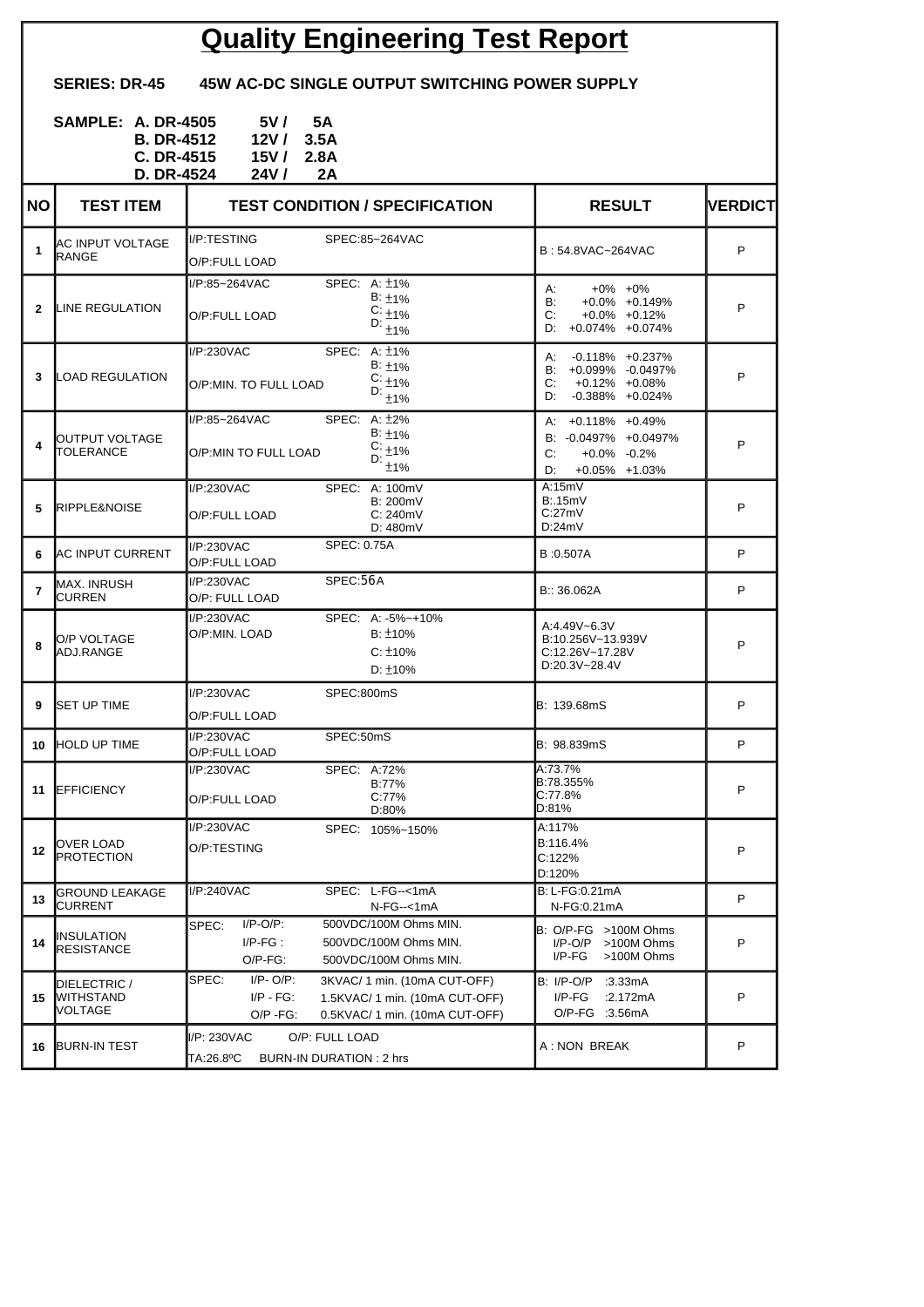# Quality Engineering Test Report

**SERIES: DR-45 45W AC-DC SINGLE OUTPUT SWITCHING POWER SUPPLY**

**SAMPLE:**
**A. DR-4505 5V / 5A**
**B. DR-4512 12V / 3.5A**
**C. DR-4515 15V / 2.8A**
**D. DR-4524 24V / 2A**

| NO | TEST ITEM | TEST CONDITION / SPECIFICATION | RESULT | VERDICT |
|---|---|---|---|---|
| 1 | AC INPUT VOLTAGE RANGE | I/P:TESTING SPEC:85~264VAC<br>O/P:FULL LOAD | B : 54.8VAC~264VAC | P |
| 2 | LINE REGULATION | I/P:85~264VAC SPEC: A: ±1% B: ±1% C: ±1% D: ±1%<br>O/P:FULL LOAD | A: +0% +0%<br>B: +0.0% +0.149%<br>C: +0.0% +0.12%<br>D: +0.074% +0.074% | P |
| 3 | LOAD REGULATION | I/P:230VAC SPEC: A: ±1% B: ±1% C: ±1% D: ±1%<br>O/P:MIN. TO FULL LOAD | A: -0.118% +0.237%<br>B: +0.099% -0.0497%<br>C: +0.12% +0.08%<br>D: -0.388% +0.024% | P |
| 4 | OUTPUT VOLTAGE TOLERANCE | I/P:85~264VAC SPEC: A: ±2% B: ±1% C: ±1% D: ±1%<br>O/P:MIN TO FULL LOAD | A: +0.118% +0.49%<br>B: -0.0497% +0.0497%<br>C: +0.0% -0.2%<br>D: +0.05% +1.03% | P |
| 5 | RIPPLE&NOISE | I/P:230VAC SPEC: A: 100mV B: 200mV C: 240mV D: 480mV<br>O/P:FULL LOAD | A:15mV<br>B:.15mV<br>C:27mV<br>D:24mV | P |
| 6 | AC INPUT CURRENT | I/P:230VAC SPEC: 0.75A<br>O/P:FULL LOAD | B :0.507A | P |
| 7 | MAX. INRUSH CURREN | I/P:230VAC SPEC:56A<br>O/P: FULL LOAD | B:: 36.062A | P |
| 8 | O/P VOLTAGE ADJ.RANGE | I/P:230VAC SPEC: A: -5%~+10% B: ±10% C: ±10% D: ±10%<br>O/P:MIN. LOAD | A:4.49V~6.3V<br>B:10.256V~13.939V<br>C:12.26V~17.28V<br>D:20.3V~28.4V | P |
| 9 | SET UP TIME | I/P:230VAC SPEC:800mS<br>O/P:FULL LOAD | B: 139.68mS | P |
| 10 | HOLD UP TIME | I/P:230VAC SPEC:50mS<br>O/P:FULL LOAD | B: 98.839mS | P |
| 11 | EFFICIENCY | I/P:230VAC SPEC: A:72% B:77% C:77% D:80%<br>O/P:FULL LOAD | A:73.7%<br>B:78.355%<br>C:77.8%<br>D:81% | P |
| 12 | OVER LOAD PROTECTION | I/P:230VAC SPEC: 105%~150%<br>O/P:TESTING | A:117%<br>B:116.4%<br>C:122%<br>D:120% | P |
| 13 | GROUND LEAKAGE CURRENT | I/P:240VAC SPEC: L-FG--<1mA N-FG--<1mA | B: L-FG:0.21mA<br>N-FG:0.21mA | P |
| 14 | INSULATION RESISTANCE | SPEC: I/P-O/P: 500VDC/100M Ohms MIN.<br>I/P-FG : 500VDC/100M Ohms MIN.<br>O/P-FG: 500VDC/100M Ohms MIN. | B: O/P-FG >100M Ohms<br>I/P-O/P >100M Ohms<br>I/P-FG >100M Ohms | P |
| 15 | DIELECTRIC / WITHSTAND VOLTAGE | SPEC: I/P- O/P: 3KVAC/ 1 min. (10mA CUT-OFF)<br>I/P - FG: 1.5KVAC/ 1 min. (10mA CUT-OFF)<br>O/P -FG: 0.5KVAC/ 1 min. (10mA CUT-OFF) | B: I/P-O/P :3.33mA<br>I/P-FG :2.172mA<br>O/P-FG :3.56mA | P |
| 16 | BURN-IN TEST | I/P: 230VAC O/P: FULL LOAD<br>TA:26.8ºC BURN-IN DURATION : 2 hrs | A : NON BREAK | P |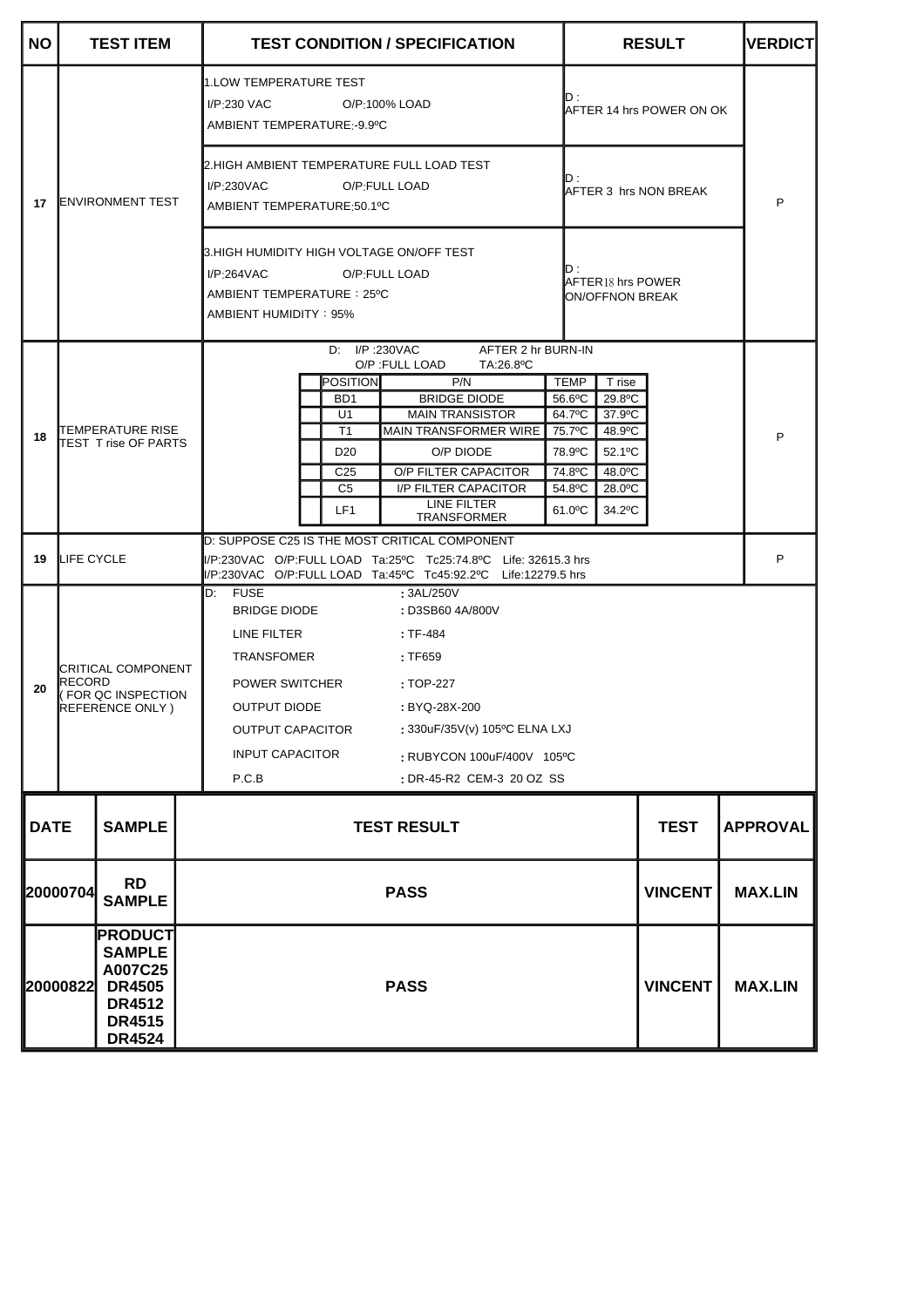| NO | TEST ITEM | TEST CONDITION / SPECIFICATION | RESULT | VERDICT |
|---|---|---|---|---|
| 17 | ENVIRONMENT TEST | 1.LOW TEMPERATURE TEST<br>I/P:230 VAC O/P:100% LOAD<br>AMBIENT TEMPERATURE;-9.9ºC | D :<br>AFTER 14 hrs POWER ON OK | P |
| | | 2.HIGH AMBIENT TEMPERATURE FULL LOAD TEST<br>I/P:230VAC O/P:FULL LOAD<br>AMBIENT TEMPERATURE:50.1ºC | D :<br>AFTER 3 hrs NON BREAK | |
| | | 3.HIGH HUMIDITY HIGH VOLTAGE ON/OFF TEST<br>I/P:264VAC O/P:FULL LOAD<br>AMBIENT TEMPERATURE：25ºC<br>AMBIENT HUMIDITY：95% | D :<br>AFTER 18 hrs POWER ON/OFFNON BREAK | |
| 18 | TEMPERATURE RISE TEST T rise OF PARTS | D: I/P :230VAC AFTER 2 hr BURN-IN<br>O/P :FULL LOAD TA:26.8ºC (see table below) | | P |
| 19 | LIFE CYCLE | D: SUPPOSE C25 IS THE MOST CRITICAL COMPONENT<br>I/P:230VAC O/P:FULL LOAD Ta:25ºC Tc25:74.8ºC Life: 32615.3 hrs<br>I/P:230VAC O/P:FULL LOAD Ta:45ºC Tc45:92.2ºC Life:12279.5 hrs | | P |
| 20 | CRITICAL COMPONENT RECORD ( FOR QC INSPECTION REFERENCE ONLY ) | D: FUSE : 3AL/250V<br>BRIDGE DIODE : D3SB60 4A/800V<br>LINE FILTER : TF-484<br>TRANSFOMER : TF659<br>POWER SWITCHER : TOP-227<br>OUTPUT DIODE : BYQ-28X-200<br>OUTPUT CAPACITOR : 330uF/35V(v) 105ºC ELNA LXJ<br>INPUT CAPACITOR : RUBYCON 100uF/400V 105ºC<br>P.C.B : DR-45-R2 CEM-3 20 OZ SS | | |

Temperature rise test (Item 18):

| POSITION | P/N | TEMP | T rise |
|---|---|---|---|
| BD1 | BRIDGE DIODE | 56.6ºC | 29.8ºC |
| U1 | MAIN TRANSISTOR | 64.7ºC | 37.9ºC |
| T1 | MAIN TRANSFORMER WIRE | 75.7ºC | 48.9ºC |
| D20 | O/P DIODE | 78.9ºC | 52.1ºC |
| C25 | O/P FILTER CAPACITOR | 74.8ºC | 48.0ºC |
| C5 | I/P FILTER CAPACITOR | 54.8ºC | 28.0ºC |
| LF1 | LINE FILTER TRANSFORMER | 61.0ºC | 34.2ºC |

| DATE | SAMPLE | TEST RESULT | TEST | APPROVAL |
|---|---|---|---|---|
| 20000704 | RD SAMPLE | PASS | VINCENT | MAX.LIN |
| 20000822 | PRODUCT SAMPLE A007C25 DR4505 DR4512 DR4515 DR4524 | PASS | VINCENT | MAX.LIN |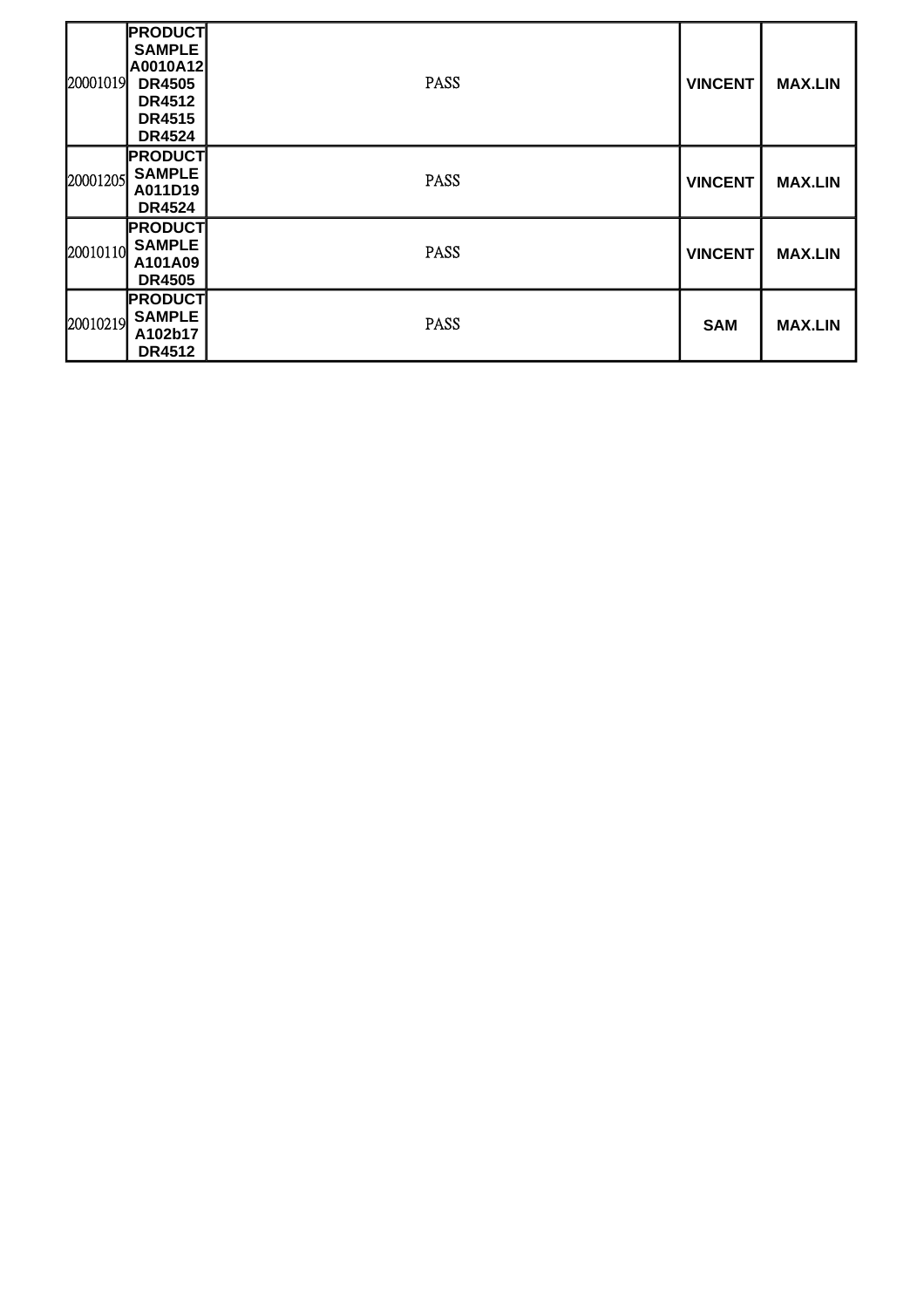| | | | | |
|---|---|---|---|---|
| 20001019 | **PRODUCT SAMPLE A0010A12 DR4505 DR4512 DR4515 DR4524** | PASS | **VINCENT** | **MAX.LIN** |
| 20001205 | **PRODUCT SAMPLE A011D19 DR4524** | PASS | **VINCENT** | **MAX.LIN** |
| 20010110 | **PRODUCT SAMPLE A101A09 DR4505** | PASS | **VINCENT** | **MAX.LIN** |
| 20010219 | **PRODUCT SAMPLE A102b17 DR4512** | PASS | **SAM** | **MAX.LIN** |